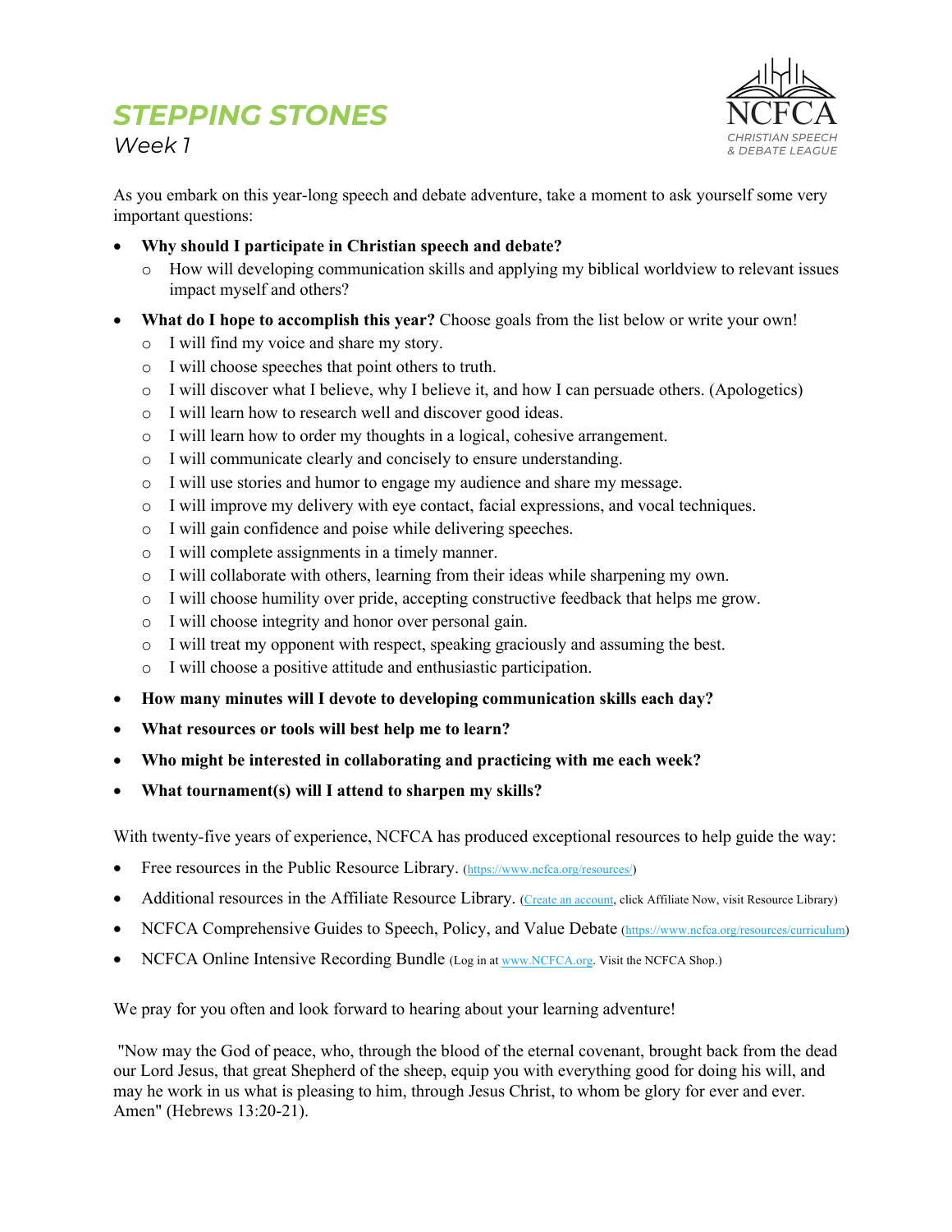# STEPPING STONES

*Week 1*

NCFCA
*CHRISTIAN SPEECH & DEBATE LEAGUE*

As you embark on this year-long speech and debate adventure, take a moment to ask yourself some very important questions:

- **Why should I participate in Christian speech and debate?**
  - How will developing communication skills and applying my biblical worldview to relevant issues impact myself and others?
- **What do I hope to accomplish this year?** Choose goals from the list below or write your own!
  - I will find my voice and share my story.
  - I will choose speeches that point others to truth.
  - I will discover what I believe, why I believe it, and how I can persuade others. (Apologetics)
  - I will learn how to research well and discover good ideas.
  - I will learn how to order my thoughts in a logical, cohesive arrangement.
  - I will communicate clearly and concisely to ensure understanding.
  - I will use stories and humor to engage my audience and share my message.
  - I will improve my delivery with eye contact, facial expressions, and vocal techniques.
  - I will gain confidence and poise while delivering speeches.
  - I will complete assignments in a timely manner.
  - I will collaborate with others, learning from their ideas while sharpening my own.
  - I will choose humility over pride, accepting constructive feedback that helps me grow.
  - I will choose integrity and honor over personal gain.
  - I will treat my opponent with respect, speaking graciously and assuming the best.
  - I will choose a positive attitude and enthusiastic participation.
- **How many minutes will I devote to developing communication skills each day?**
- **What resources or tools will best help me to learn?**
- **Who might be interested in collaborating and practicing with me each week?**
- **What tournament(s) will I attend to sharpen my skills?**

With twenty-five years of experience, NCFCA has produced exceptional resources to help guide the way:

- Free resources in the Public Resource Library. (https://www.ncfca.org/resources/)
- Additional resources in the Affiliate Resource Library. (Create an account, click Affiliate Now, visit Resource Library)
- NCFCA Comprehensive Guides to Speech, Policy, and Value Debate (https://www.ncfca.org/resources/curriculum)
- NCFCA Online Intensive Recording Bundle (Log in at www.NCFCA.org. Visit the NCFCA Shop.)

We pray for you often and look forward to hearing about your learning adventure!

"Now may the God of peace, who, through the blood of the eternal covenant, brought back from the dead our Lord Jesus, that great Shepherd of the sheep, equip you with everything good for doing his will, and may he work in us what is pleasing to him, through Jesus Christ, to whom be glory for ever and ever. Amen" (Hebrews 13:20-21).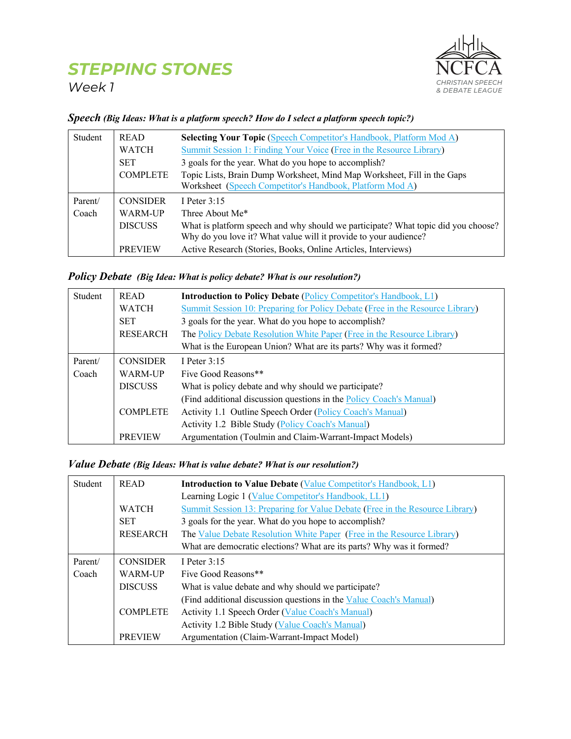# STEPPING STONES

*Week 1*

NCFCA
CHRISTIAN SPEECH & DEBATE LEAGUE

## Speech *(Big Ideas: What is a platform speech? How do I select a platform speech topic?)*

| | | |
|---|---|---|
| Student | READ | **Selecting Your Topic** (Speech Competitor's Handbook, Platform Mod A) |
| | WATCH | Summit Session 1: Finding Your Voice (Free in the Resource Library) |
| | SET | 3 goals for the year. What do you hope to accomplish? |
| | COMPLETE | Topic Lists, Brain Dump Worksheet, Mind Map Worksheet, Fill in the Gaps Worksheet (Speech Competitor's Handbook, Platform Mod A) |
| Parent/ Coach | CONSIDER | I Peter 3:15 |
| | WARM-UP | Three About Me* |
| | DISCUSS | What is platform speech and why should we participate? What topic did you choose? Why do you love it? What value will it provide to your audience? |
| | PREVIEW | Active Research (Stories, Books, Online Articles, Interviews) |

## Policy Debate *(Big Idea: What is policy debate? What is our resolution?)*

| | | |
|---|---|---|
| Student | READ | **Introduction to Policy Debate** (Policy Competitor's Handbook, L1) |
| | WATCH | Summit Session 10: Preparing for Policy Debate (Free in the Resource Library) |
| | SET | 3 goals for the year. What do you hope to accomplish? |
| | RESEARCH | The Policy Debate Resolution White Paper (Free in the Resource Library) What is the European Union? What are its parts? Why was it formed? |
| Parent/ Coach | CONSIDER | I Peter 3:15 |
| | WARM-UP | Five Good Reasons** |
| | DISCUSS | What is policy debate and why should we participate? (Find additional discussion questions in the Policy Coach's Manual) |
| | COMPLETE | Activity 1.1 Outline Speech Order (Policy Coach's Manual) Activity 1.2 Bible Study (Policy Coach's Manual) |
| | PREVIEW | Argumentation (Toulmin and Claim-Warrant-Impact Models) |

## Value Debate *(Big Ideas: What is value debate? What is our resolution?)*

| | | |
|---|---|---|
| Student | READ | **Introduction to Value Debate** (Value Competitor's Handbook, L1) Learning Logic 1 (Value Competitor's Handbook, LL1) |
| | WATCH | Summit Session 13: Preparing for Value Debate (Free in the Resource Library) |
| | SET | 3 goals for the year. What do you hope to accomplish? |
| | RESEARCH | The Value Debate Resolution White Paper (Free in the Resource Library) What are democratic elections? What are its parts? Why was it formed? |
| Parent/ Coach | CONSIDER | I Peter 3:15 |
| | WARM-UP | Five Good Reasons** |
| | DISCUSS | What is value debate and why should we participate? (Find additional discussion questions in the Value Coach's Manual) |
| | COMPLETE | Activity 1.1 Speech Order (Value Coach's Manual) Activity 1.2 Bible Study (Value Coach's Manual) |
| | PREVIEW | Argumentation (Claim-Warrant-Impact Model) |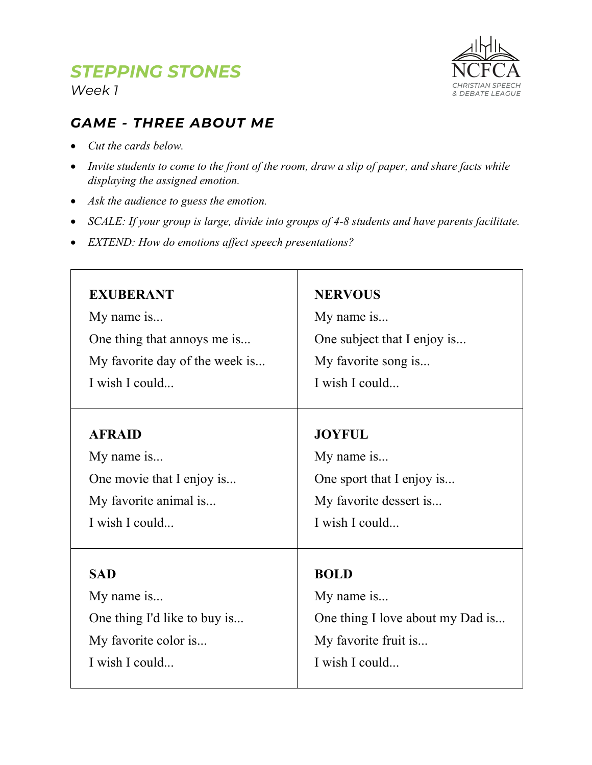# STEPPING STONES

*Week 1*

NCFCA
CHRISTIAN SPEECH & DEBATE LEAGUE

## GAME - THREE ABOUT ME

- *Cut the cards below.*
- *Invite students to come to the front of the room, draw a slip of paper, and share facts while displaying the assigned emotion.*
- *Ask the audience to guess the emotion.*
- *SCALE: If your group is large, divide into groups of 4-8 students and have parents facilitate.*
- *EXTEND: How do emotions affect speech presentations?*

| | |
|---|---|
| **EXUBERANT**<br>My name is...<br>One thing that annoys me is...<br>My favorite day of the week is...<br>I wish I could... | **NERVOUS**<br>My name is...<br>One subject that I enjoy is...<br>My favorite song is...<br>I wish I could... |
| **AFRAID**<br>My name is...<br>One movie that I enjoy is...<br>My favorite animal is...<br>I wish I could... | **JOYFUL**<br>My name is...<br>One sport that I enjoy is...<br>My favorite dessert is...<br>I wish I could... |
| **SAD**<br>My name is...<br>One thing I'd like to buy is...<br>My favorite color is...<br>I wish I could... | **BOLD**<br>My name is...<br>One thing I love about my Dad is...<br>My favorite fruit is...<br>I wish I could... |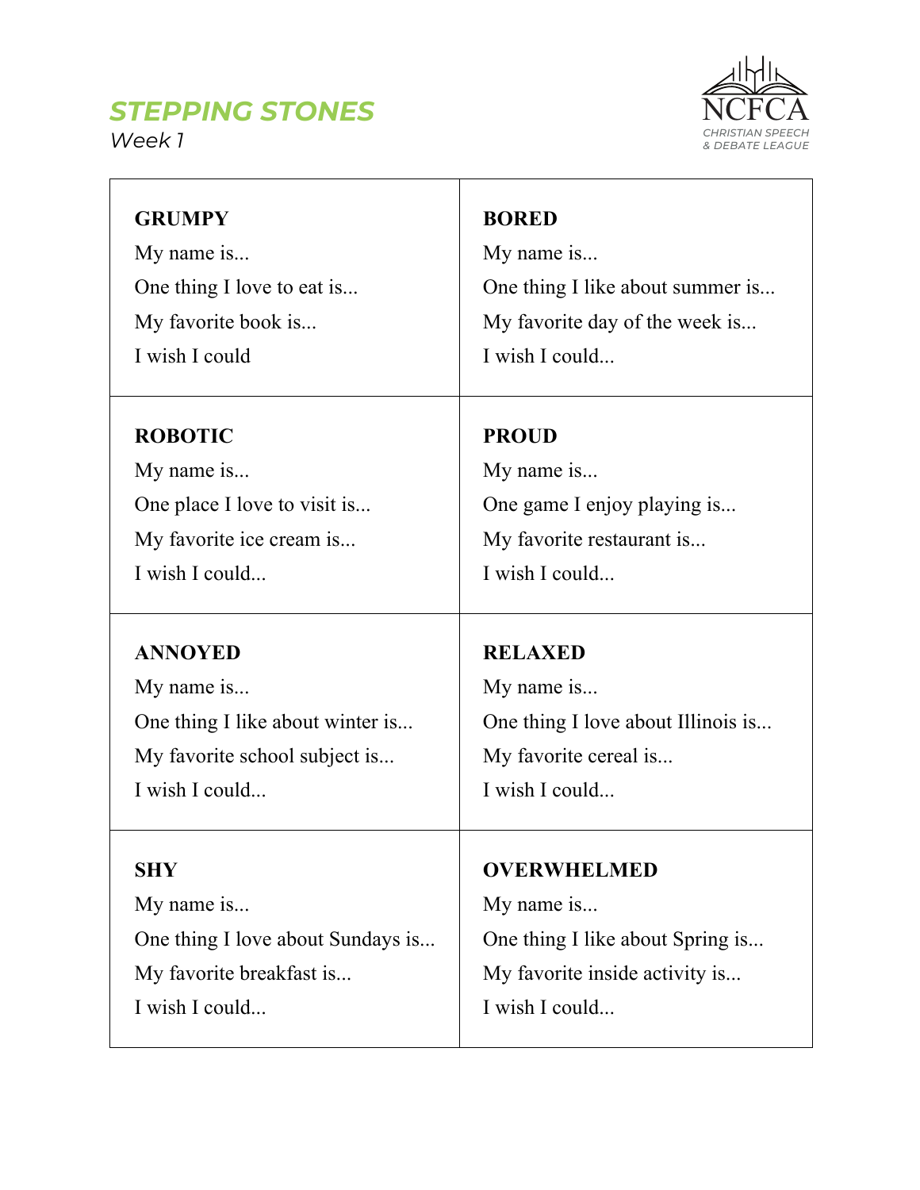# STEPPING STONES

*Week 1*

NCFCA
CHRISTIAN SPEECH & DEBATE LEAGUE

| | |
|---|---|
| **GRUMPY**<br>My name is...<br>One thing I love to eat is...<br>My favorite book is...<br>I wish I could | **BORED**<br>My name is...<br>One thing I like about summer is...<br>My favorite day of the week is...<br>I wish I could... |
| **ROBOTIC**<br>My name is...<br>One place I love to visit is...<br>My favorite ice cream is...<br>I wish I could... | **PROUD**<br>My name is...<br>One game I enjoy playing is...<br>My favorite restaurant is...<br>I wish I could... |
| **ANNOYED**<br>My name is...<br>One thing I like about winter is...<br>My favorite school subject is...<br>I wish I could... | **RELAXED**<br>My name is...<br>One thing I love about Illinois is...<br>My favorite cereal is...<br>I wish I could... |
| **SHY**<br>My name is...<br>One thing I love about Sundays is...<br>My favorite breakfast is...<br>I wish I could... | **OVERWHELMED**<br>My name is...<br>One thing I like about Spring is...<br>My favorite inside activity is...<br>I wish I could... |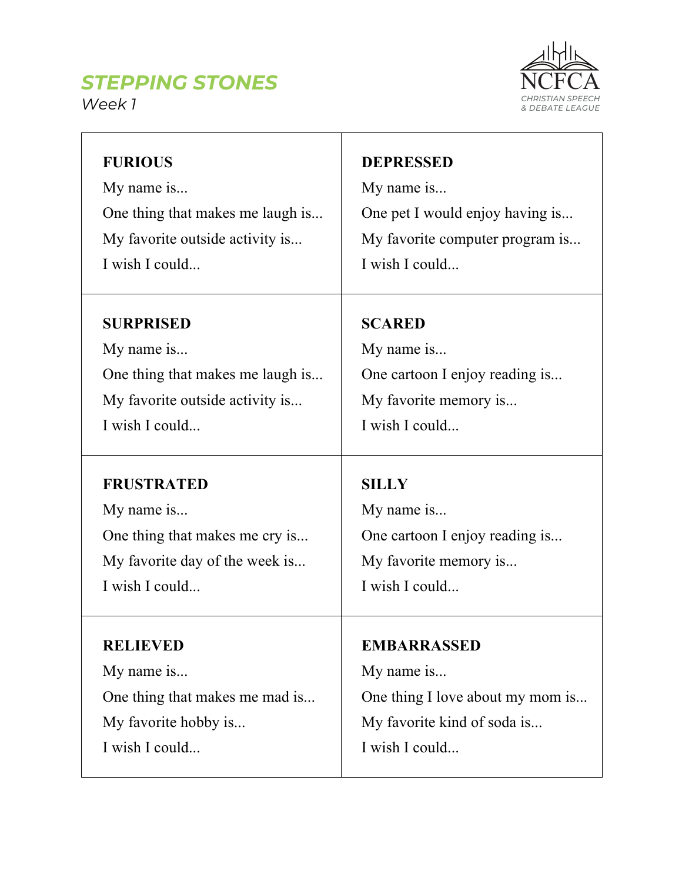## STEPPING STONES

*Week 1*

NCFCA CHRISTIAN SPEECH & DEBATE LEAGUE

| | |
|---|---|
| **FURIOUS**<br>My name is...<br>One thing that makes me laugh is...<br>My favorite outside activity is...<br>I wish I could... | **DEPRESSED**<br>My name is...<br>One pet I would enjoy having is...<br>My favorite computer program is...<br>I wish I could... |
| **SURPRISED**<br>My name is...<br>One thing that makes me laugh is...<br>My favorite outside activity is...<br>I wish I could... | **SCARED**<br>My name is...<br>One cartoon I enjoy reading is...<br>My favorite memory is...<br>I wish I could... |
| **FRUSTRATED**<br>My name is...<br>One thing that makes me cry is...<br>My favorite day of the week is...<br>I wish I could... | **SILLY**<br>My name is...<br>One cartoon I enjoy reading is...<br>My favorite memory is...<br>I wish I could... |
| **RELIEVED**<br>My name is...<br>One thing that makes me mad is...<br>My favorite hobby is...<br>I wish I could... | **EMBARRASSED**<br>My name is...<br>One thing I love about my mom is...<br>My favorite kind of soda is...<br>I wish I could... |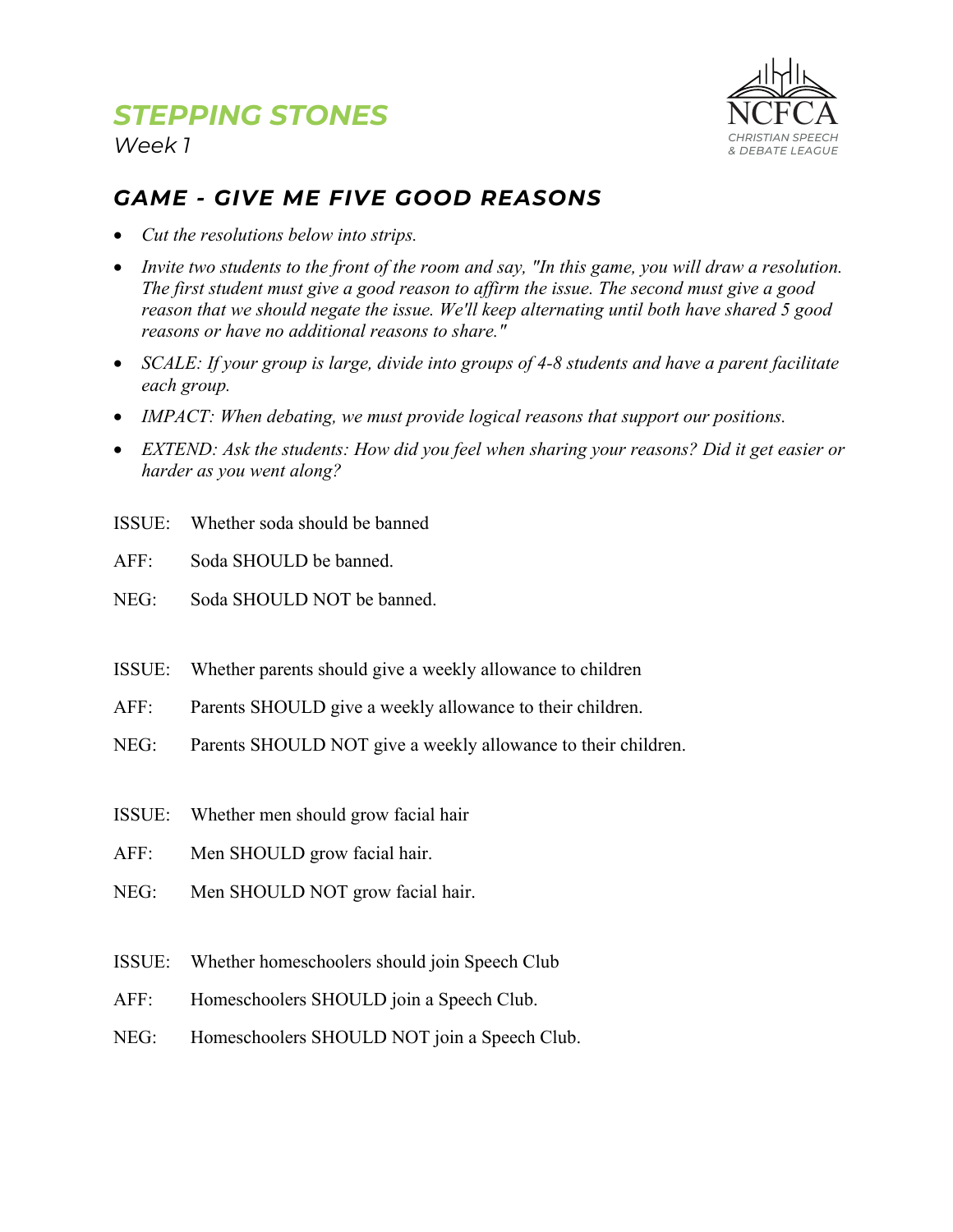# STEPPING STONES

*Week 1*

## *GAME - GIVE ME FIVE GOOD REASONS*

- *Cut the resolutions below into strips.*
- *Invite two students to the front of the room and say, "In this game, you will draw a resolution. The first student must give a good reason to affirm the issue. The second must give a good reason that we should negate the issue. We'll keep alternating until both have shared 5 good reasons or have no additional reasons to share."*
- *SCALE: If your group is large, divide into groups of 4-8 students and have a parent facilitate each group.*
- *IMPACT: When debating, we must provide logical reasons that support our positions.*
- *EXTEND: Ask the students: How did you feel when sharing your reasons? Did it get easier or harder as you went along?*

ISSUE: Whether soda should be banned

AFF: Soda SHOULD be banned.

NEG: Soda SHOULD NOT be banned.

ISSUE: Whether parents should give a weekly allowance to children

AFF: Parents SHOULD give a weekly allowance to their children.

NEG: Parents SHOULD NOT give a weekly allowance to their children.

ISSUE: Whether men should grow facial hair

AFF: Men SHOULD grow facial hair.

NEG: Men SHOULD NOT grow facial hair.

ISSUE: Whether homeschoolers should join Speech Club

AFF: Homeschoolers SHOULD join a Speech Club.

NEG: Homeschoolers SHOULD NOT join a Speech Club.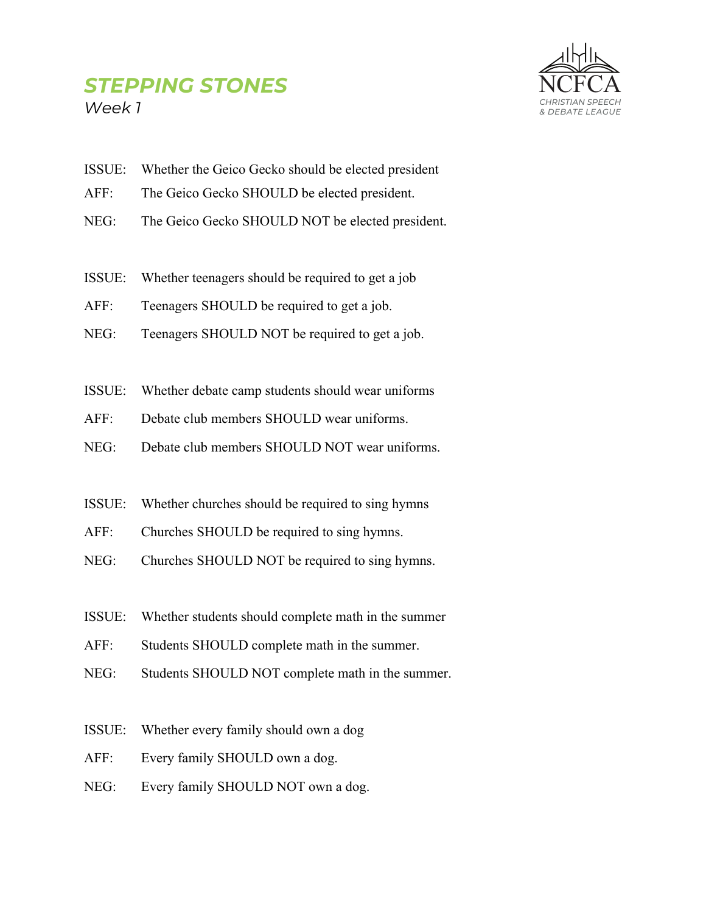# STEPPING STONES

*Week 1*

NCFCA
CHRISTIAN SPEECH & DEBATE LEAGUE

ISSUE: Whether the Geico Gecko should be elected president

AFF: The Geico Gecko SHOULD be elected president.

NEG: The Geico Gecko SHOULD NOT be elected president.

ISSUE: Whether teenagers should be required to get a job

AFF: Teenagers SHOULD be required to get a job.

NEG: Teenagers SHOULD NOT be required to get a job.

ISSUE: Whether debate camp students should wear uniforms

AFF: Debate club members SHOULD wear uniforms.

NEG: Debate club members SHOULD NOT wear uniforms.

ISSUE: Whether churches should be required to sing hymns

AFF: Churches SHOULD be required to sing hymns.

NEG: Churches SHOULD NOT be required to sing hymns.

ISSUE: Whether students should complete math in the summer

AFF: Students SHOULD complete math in the summer.

NEG: Students SHOULD NOT complete math in the summer.

ISSUE: Whether every family should own a dog

AFF: Every family SHOULD own a dog.

NEG: Every family SHOULD NOT own a dog.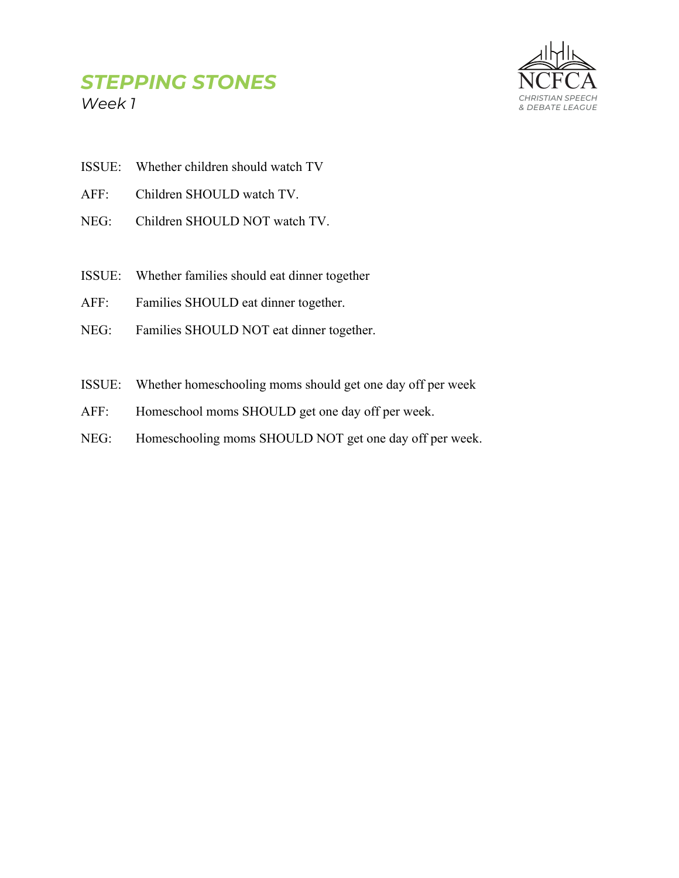## STEPPING STONES

*Week 1*

NCFCA
CHRISTIAN SPEECH & DEBATE LEAGUE

ISSUE: Whether children should watch TV

AFF: Children SHOULD watch TV.

NEG: Children SHOULD NOT watch TV.

ISSUE: Whether families should eat dinner together

AFF: Families SHOULD eat dinner together.

NEG: Families SHOULD NOT eat dinner together.

ISSUE: Whether homeschooling moms should get one day off per week

AFF: Homeschool moms SHOULD get one day off per week.

NEG: Homeschooling moms SHOULD NOT get one day off per week.